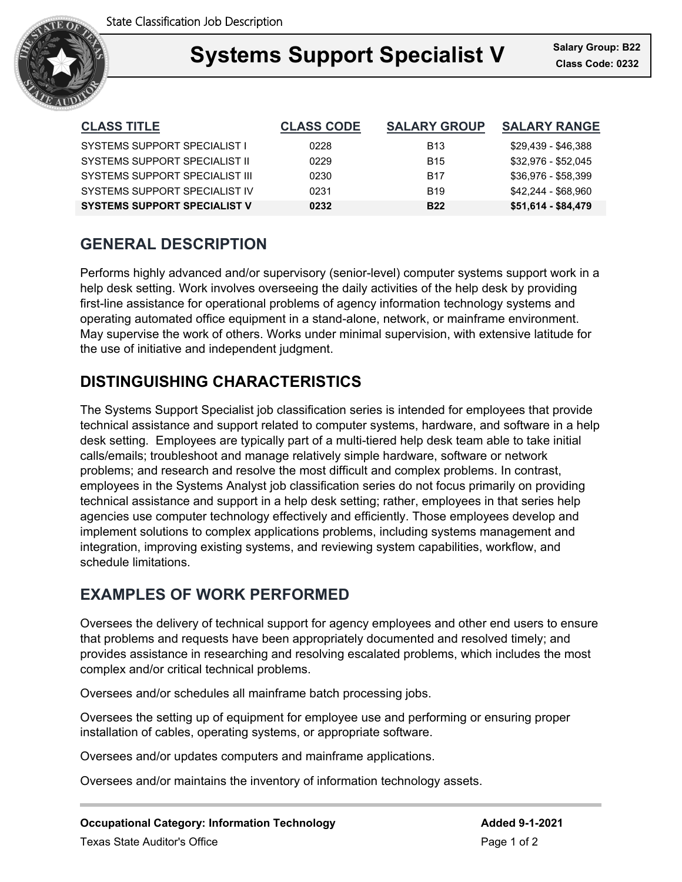# Systems Support Specialist V

**Salary Group: B22**
**Class Code: 0232**

| CLASS TITLE | CLASS CODE | SALARY GROUP | SALARY RANGE |
| --- | --- | --- | --- |
| SYSTEMS SUPPORT SPECIALIST I | 0228 | B13 | $29,439 - $46,388 |
| SYSTEMS SUPPORT SPECIALIST II | 0229 | B15 | $32,976 - $52,045 |
| SYSTEMS SUPPORT SPECIALIST III | 0230 | B17 | $36,976 - $58,399 |
| SYSTEMS SUPPORT SPECIALIST IV | 0231 | B19 | $42,244 - $68,960 |
| **SYSTEMS SUPPORT SPECIALIST V** | **0232** | **B22** | **$51,614 - $84,479** |

## GENERAL DESCRIPTION

Performs highly advanced and/or supervisory (senior-level) computer systems support work in a help desk setting. Work involves overseeing the daily activities of the help desk by providing first-line assistance for operational problems of agency information technology systems and operating automated office equipment in a stand-alone, network, or mainframe environment. May supervise the work of others. Works under minimal supervision, with extensive latitude for the use of initiative and independent judgment.

## DISTINGUISHING CHARACTERISTICS

The Systems Support Specialist job classification series is intended for employees that provide technical assistance and support related to computer systems, hardware, and software in a help desk setting. Employees are typically part of a multi-tiered help desk team able to take initial calls/emails; troubleshoot and manage relatively simple hardware, software or network problems; and research and resolve the most difficult and complex problems. In contrast, employees in the Systems Analyst job classification series do not focus primarily on providing technical assistance and support in a help desk setting; rather, employees in that series help agencies use computer technology effectively and efficiently. Those employees develop and implement solutions to complex applications problems, including systems management and integration, improving existing systems, and reviewing system capabilities, workflow, and schedule limitations.

## EXAMPLES OF WORK PERFORMED

Oversees the delivery of technical support for agency employees and other end users to ensure that problems and requests have been appropriately documented and resolved timely; and provides assistance in researching and resolving escalated problems, which includes the most complex and/or critical technical problems.

Oversees and/or schedules all mainframe batch processing jobs.

Oversees the setting up of equipment for employee use and performing or ensuring proper installation of cables, operating systems, or appropriate software.

Oversees and/or updates computers and mainframe applications.

Oversees and/or maintains the inventory of information technology assets.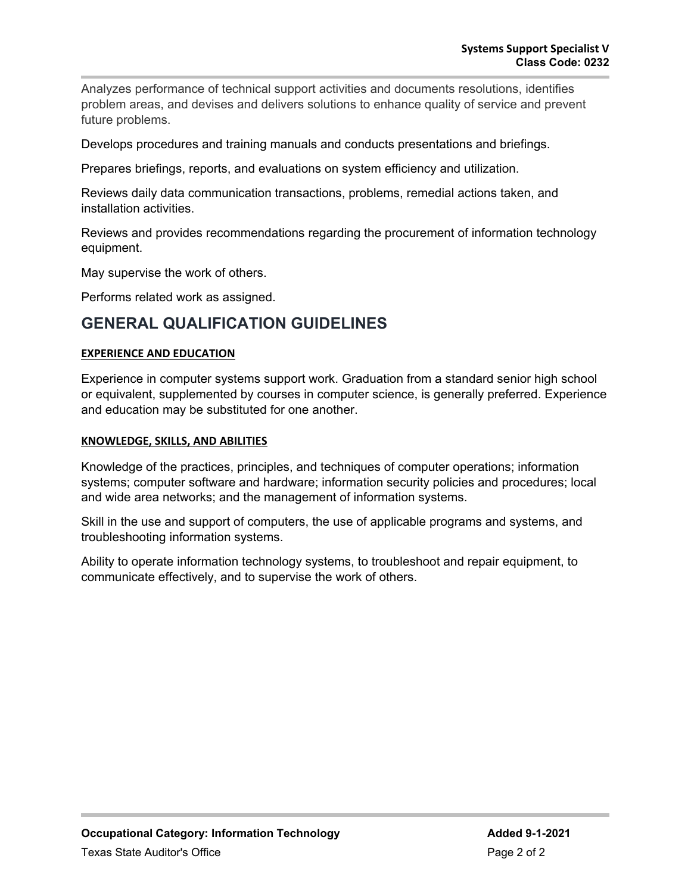Analyzes performance of technical support activities and documents resolutions, identifies problem areas, and devises and delivers solutions to enhance quality of service and prevent future problems.

Develops procedures and training manuals and conducts presentations and briefings.

Prepares briefings, reports, and evaluations on system efficiency and utilization.

Reviews daily data communication transactions, problems, remedial actions taken, and installation activities.

Reviews and provides recommendations regarding the procurement of information technology equipment.

May supervise the work of others.

Performs related work as assigned.

## GENERAL QUALIFICATION GUIDELINES

### EXPERIENCE AND EDUCATION

Experience in computer systems support work. Graduation from a standard senior high school or equivalent, supplemented by courses in computer science, is generally preferred. Experience and education may be substituted for one another.

### KNOWLEDGE, SKILLS, AND ABILITIES

Knowledge of the practices, principles, and techniques of computer operations; information systems; computer software and hardware; information security policies and procedures; local and wide area networks; and the management of information systems.

Skill in the use and support of computers, the use of applicable programs and systems, and troubleshooting information systems.

Ability to operate information technology systems, to troubleshoot and repair equipment, to communicate effectively, and to supervise the work of others.